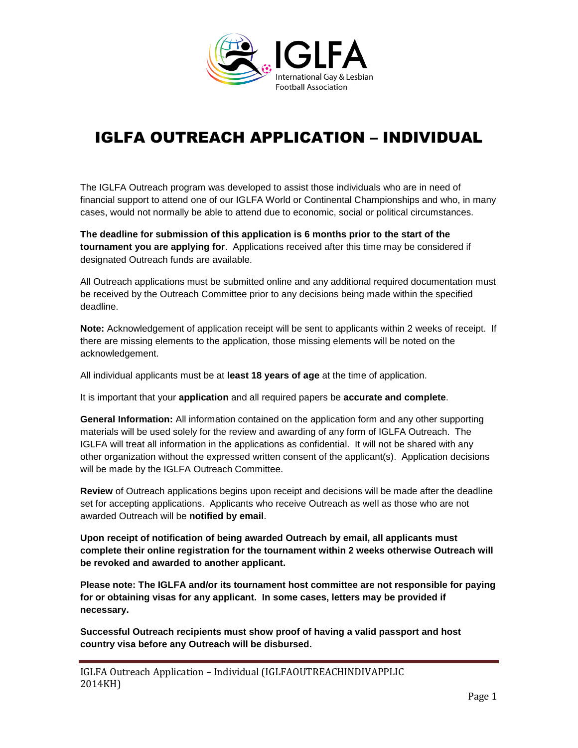# IGLFA OUTREACH APPLICATION – INDIVIDUAL

The IGLFA Outreach program was developed to assist those individuals who are in need of financial support to attend one of our IGLFA World or Continental Championships and who, in many cases, would not normally be able to attend due to economic, social or political circumstances.

**The deadline for submission of this application is 6 months prior to the start of the tournament you are applying for**. Applications received after this time may be considered if designated Outreach funds are available.

All Outreach applications must be submitted online and any additional required documentation must be received by the Outreach Committee prior to any decisions being made within the specified deadline.

**Note:** Acknowledgement of application receipt will be sent to applicants within 2 weeks of receipt. If there are missing elements to the application, those missing elements will be noted on the acknowledgement.

All individual applicants must be at **least 18 years of age** at the time of application.

It is important that your **application** and all required papers be **accurate and complete**.

**General Information:** All information contained on the application form and any other supporting materials will be used solely for the review and awarding of any form of IGLFA Outreach. The IGLFA will treat all information in the applications as confidential. It will not be shared with any other organization without the expressed written consent of the applicant(s). Application decisions will be made by the IGLFA Outreach Committee.

**Review** of Outreach applications begins upon receipt and decisions will be made after the deadline set for accepting applications. Applicants who receive Outreach as well as those who are not awarded Outreach will be **notified by email**.

**Upon receipt of notification of being awarded Outreach by email, all applicants must complete their online registration for the tournament within 2 weeks otherwise Outreach will be revoked and awarded to another applicant.**

**Please note: The IGLFA and/or its tournament host committee are not responsible for paying for or obtaining visas for any applicant. In some cases, letters may be provided if necessary.**

**Successful Outreach recipients must show proof of having a valid passport and host country visa before any Outreach will be disbursed.**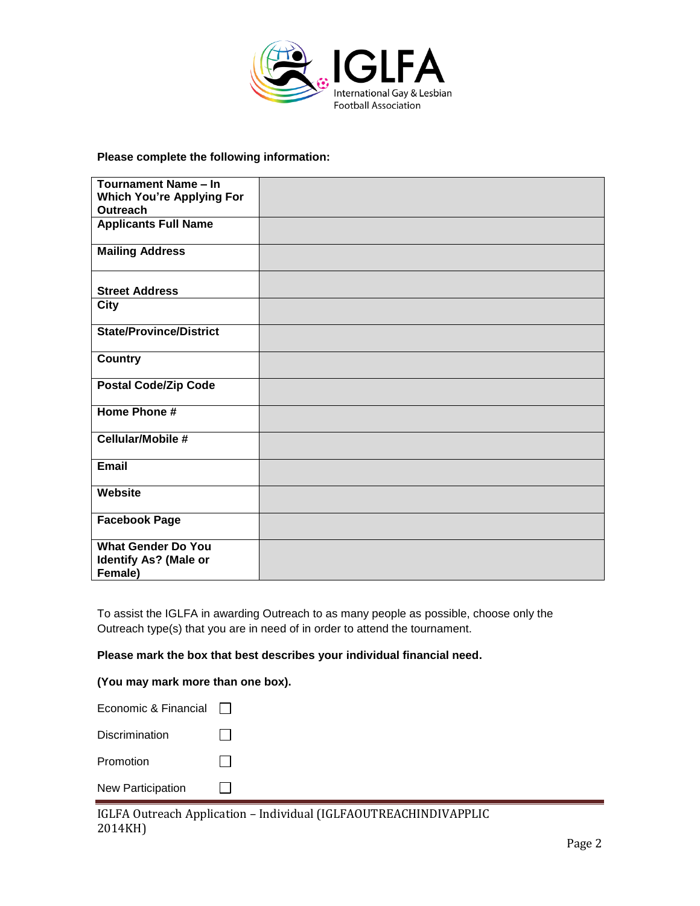**Please complete the following information:**

| | |
|---|---|
| **Tournament Name – In Which You're Applying For Outreach** | |
| **Applicants Full Name** | |
| **Mailing Address** | |
| **Street Address** | |
| **City** | |
| **State/Province/District** | |
| **Country** | |
| **Postal Code/Zip Code** | |
| **Home Phone #** | |
| **Cellular/Mobile #** | |
| **Email** | |
| **Website** | |
| **Facebook Page** | |
| **What Gender Do You Identify As? (Male or Female)** | |

To assist the IGLFA in awarding Outreach to as many people as possible, choose only the Outreach type(s) that you are in need of in order to attend the tournament.

**Please mark the box that best describes your individual financial need.**

**(You may mark more than one box).**

Economic & Financial ☐

Discrimination ☐

Promotion ☐

New Participation ☐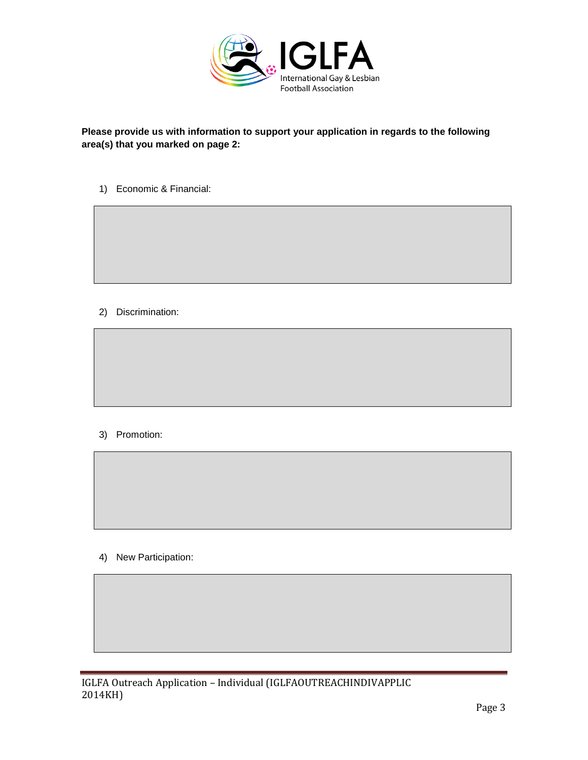**Please provide us with information to support your application in regards to the following area(s) that you marked on page 2:**

1) Economic & Financial:

2) Discrimination:

3) Promotion:

4) New Participation: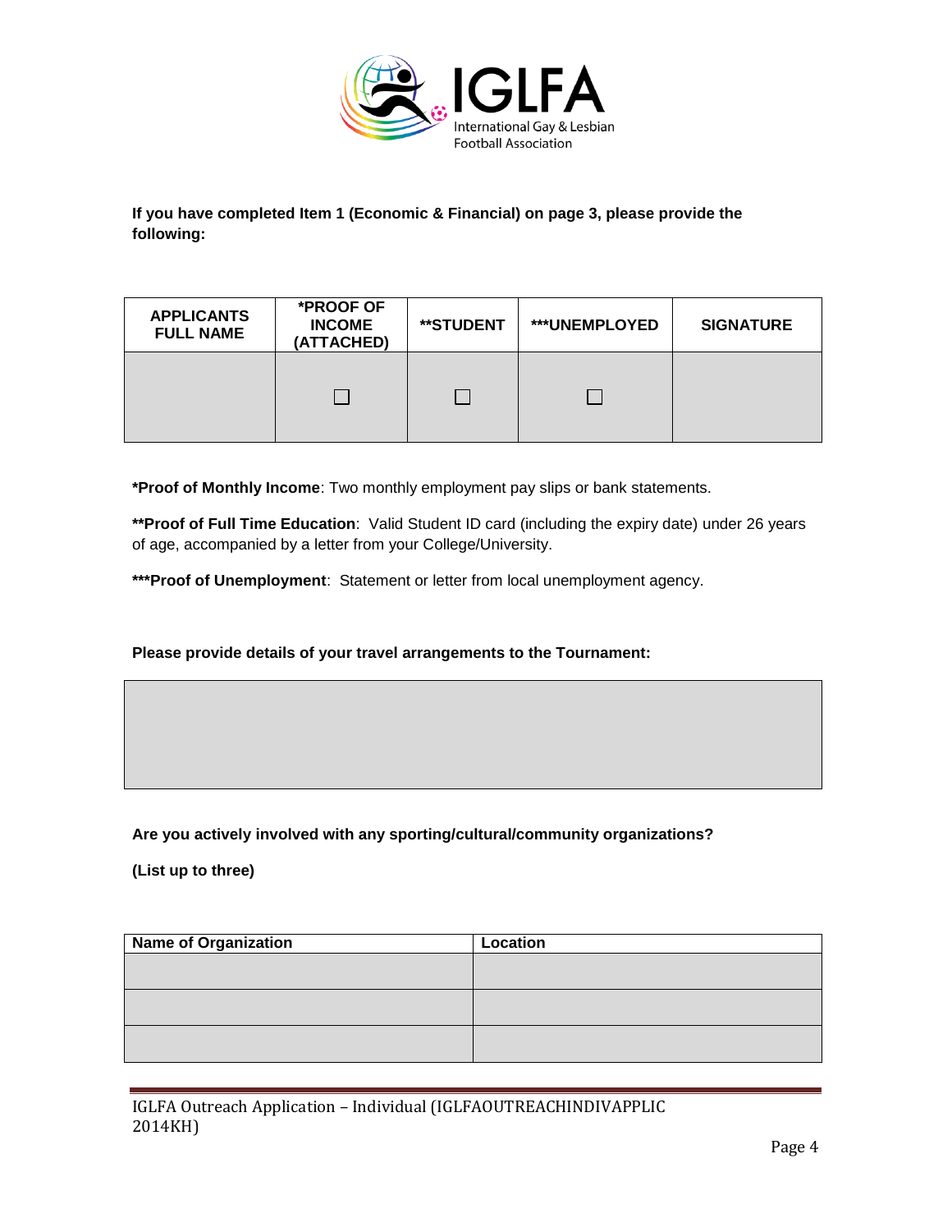**If you have completed Item 1 (Economic & Financial) on page 3, please provide the following:**

| APPLICANTS FULL NAME | *PROOF OF INCOME (ATTACHED) | **STUDENT | ***UNEMPLOYED | SIGNATURE |
|---|---|---|---|---|
| | ☐ | ☐ | ☐ | |

***Proof of Monthly Income**: Two monthly employment pay slips or bank statements.

****Proof of Full Time Education**: Valid Student ID card (including the expiry date) under 26 years of age, accompanied by a letter from your College/University.

*****Proof of Unemployment**: Statement or letter from local unemployment agency.

**Please provide details of your travel arrangements to the Tournament:**

| |
|---|
| |

**Are you actively involved with any sporting/cultural/community organizations?**

**(List up to three)**

| Name of Organization | Location |
|---|---|
| | |
| | |
| | |

IGLFA Outreach Application – Individual (IGLFAOUTREACHINDIVAPPLIC 2014KH)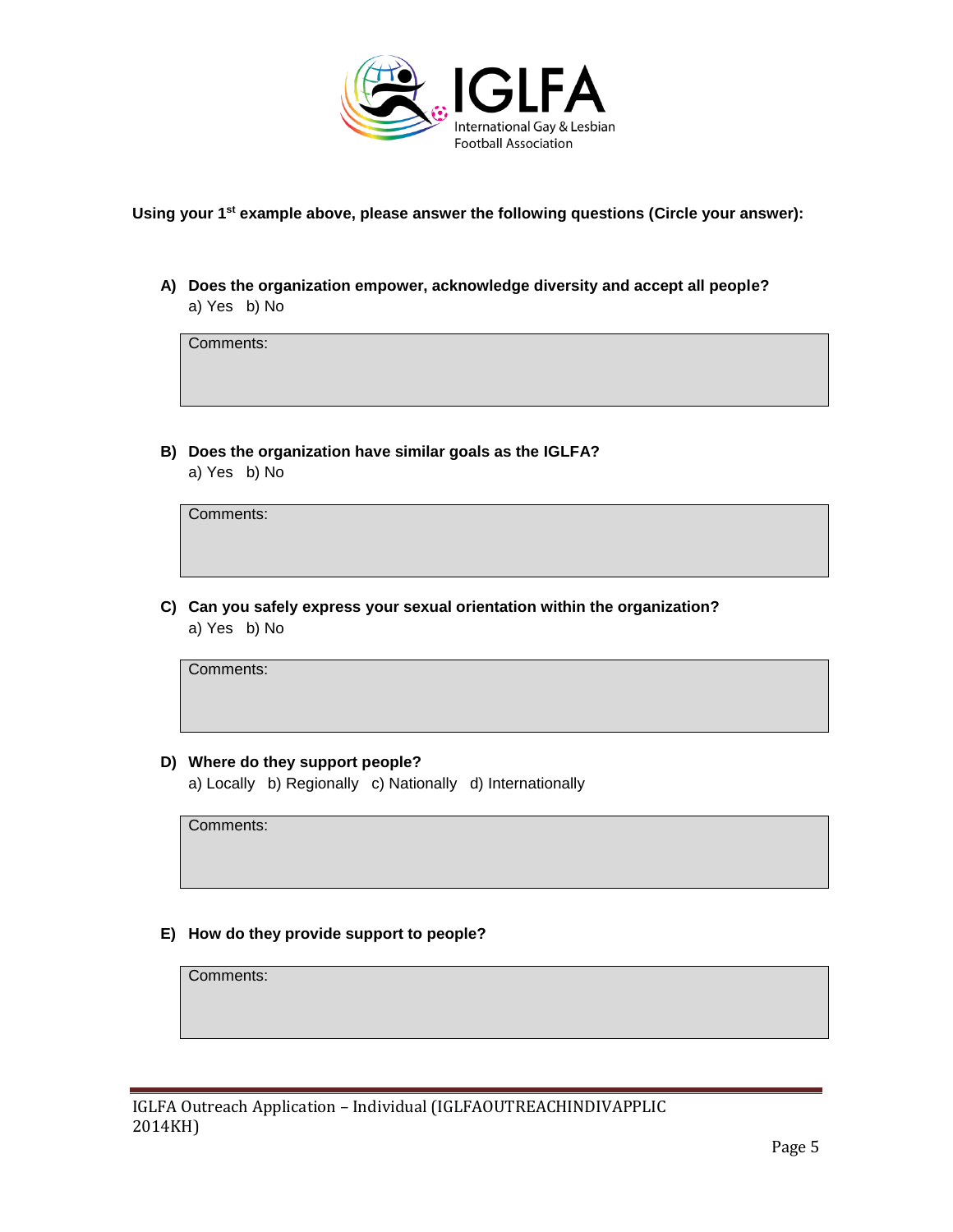**Using your 1st example above, please answer the following questions (Circle your answer):**

**A) Does the organization empower, acknowledge diversity and accept all people?**

a) Yes b) No

Comments:

**B) Does the organization have similar goals as the IGLFA?**

a) Yes b) No

Comments:

**C) Can you safely express your sexual orientation within the organization?**

a) Yes b) No

Comments:

**D) Where do they support people?**

a) Locally b) Regionally c) Nationally d) Internationally

Comments:

**E) How do they provide support to people?**

Comments: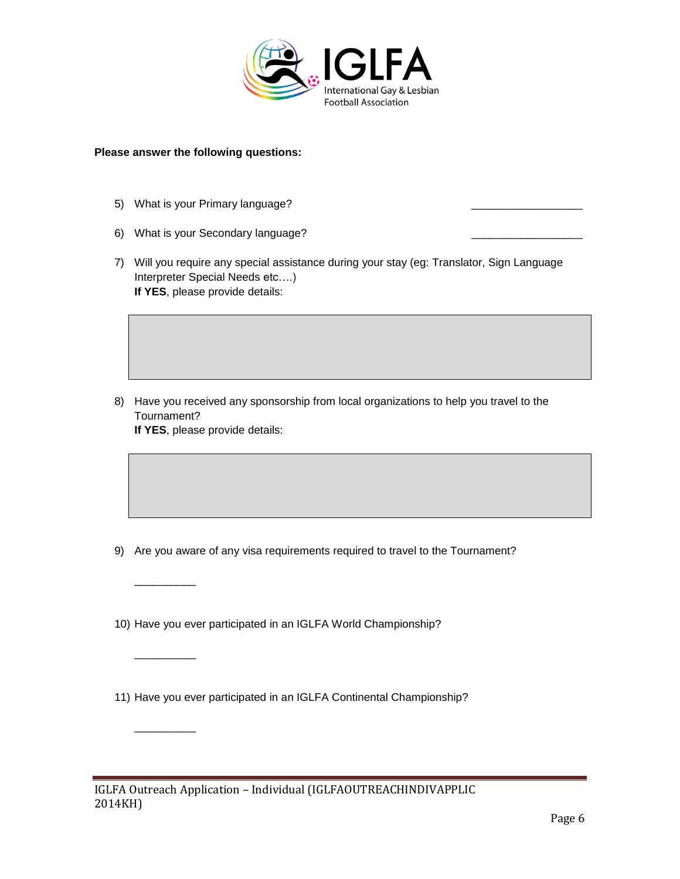**Please answer the following questions:**

5) What is your Primary language? __________________

6) What is your Secondary language? __________________

7) Will you require any special assistance during your stay (eg: Translator, Sign Language Interpreter Special Needs etc….)
   **If YES**, please provide details:

8) Have you received any sponsorship from local organizations to help you travel to the Tournament?
   **If YES**, please provide details:

9) Are you aware of any visa requirements required to travel to the Tournament?

   __________

10) Have you ever participated in an IGLFA World Championship?

    __________

11) Have you ever participated in an IGLFA Continental Championship?

    __________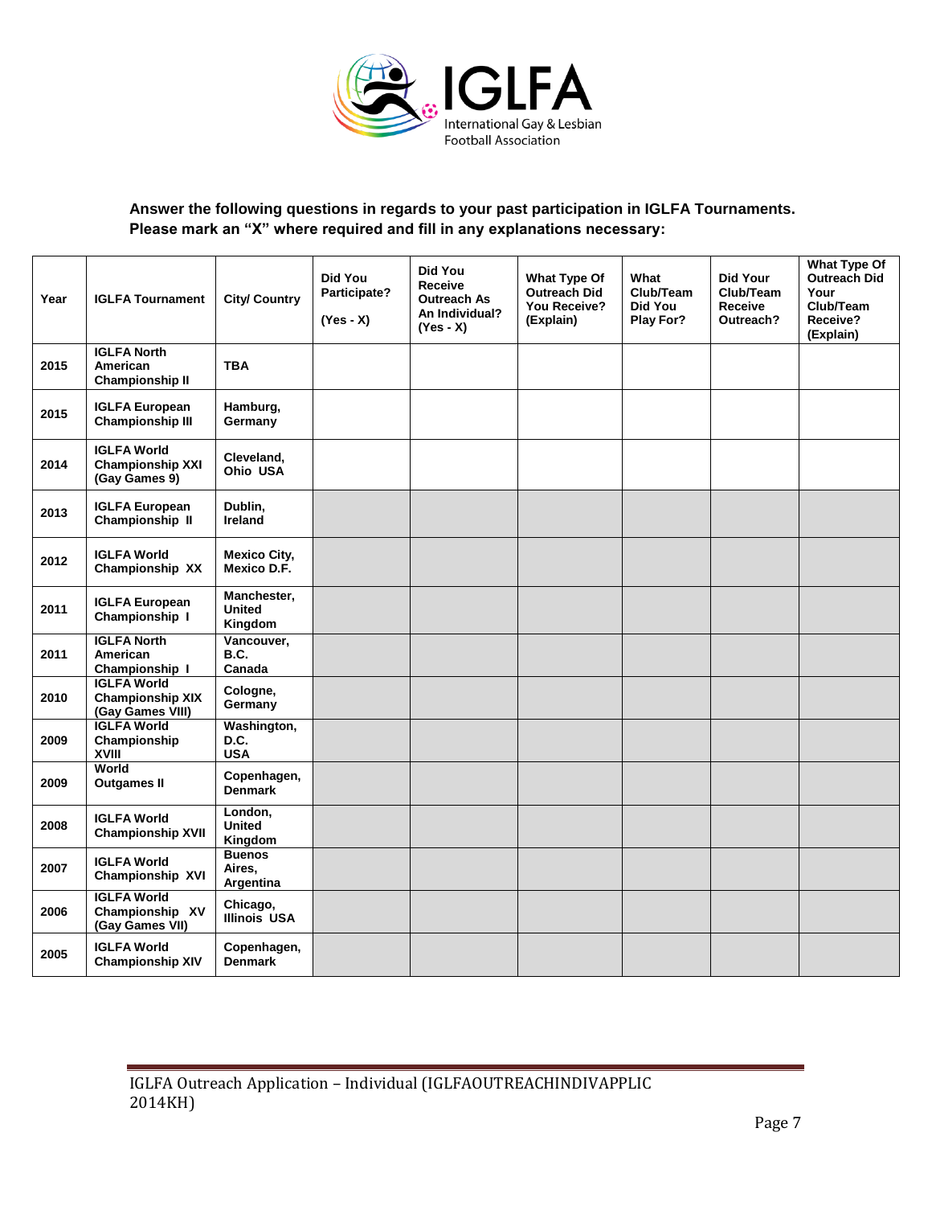**Answer the following questions in regards to your past participation in IGLFA Tournaments. Please mark an "X" where required and fill in any explanations necessary:**

| Year | IGLFA Tournament | City/ Country | Did You Participate? (Yes - X) | Did You Receive Outreach As An Individual? (Yes - X) | What Type Of Outreach Did You Receive? (Explain) | What Club/Team Did You Play For? | Did Your Club/Team Receive Outreach? | What Type Of Outreach Did Your Club/Team Receive? (Explain) |
|---|---|---|---|---|---|---|---|---|
| 2015 | IGLFA North American Championship II | TBA | | | | | | |
| 2015 | IGLFA European Championship III | Hamburg, Germany | | | | | | |
| 2014 | IGLFA World Championship XXI (Gay Games 9) | Cleveland, Ohio USA | | | | | | |
| 2013 | IGLFA European Championship II | Dublin, Ireland | | | | | | |
| 2012 | IGLFA World Championship XX | Mexico City, Mexico D.F. | | | | | | |
| 2011 | IGLFA European Championship I | Manchester, United Kingdom | | | | | | |
| 2011 | IGLFA North American Championship I | Vancouver, B.C. Canada | | | | | | |
| 2010 | IGLFA World Championship XIX (Gay Games VIII) | Cologne, Germany | | | | | | |
| 2009 | IGLFA World Championship XVIII | Washington, D.C. USA | | | | | | |
| 2009 | World Outgames II | Copenhagen, Denmark | | | | | | |
| 2008 | IGLFA World Championship XVII | London, United Kingdom | | | | | | |
| 2007 | IGLFA World Championship XVI | Buenos Aires, Argentina | | | | | | |
| 2006 | IGLFA World Championship XV (Gay Games VII) | Chicago, Illinois USA | | | | | | |
| 2005 | IGLFA World Championship XIV | Copenhagen, Denmark | | | | | | |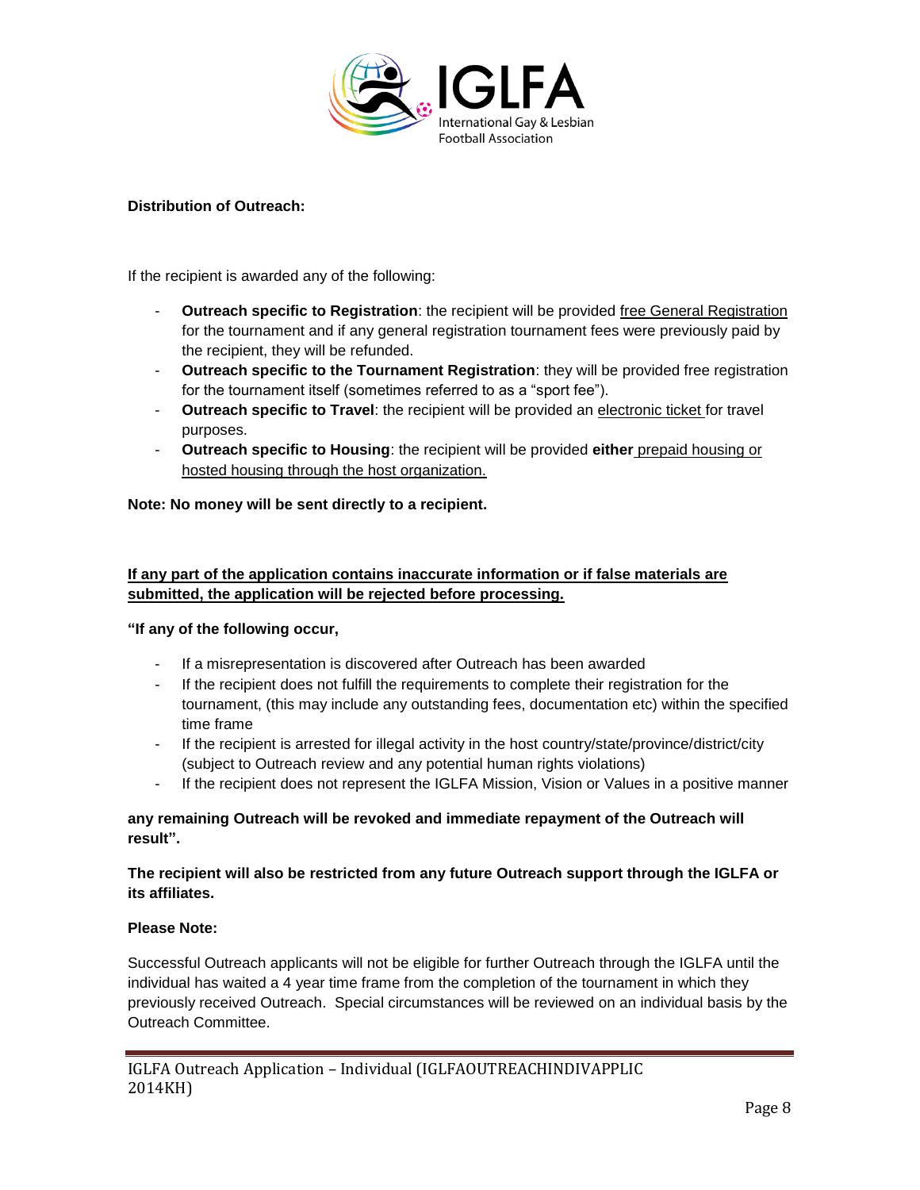**Distribution of Outreach:**

If the recipient is awarded any of the following:

- **Outreach specific to Registration**: the recipient will be provided <u>free General Registration</u> for the tournament and if any general registration tournament fees were previously paid by the recipient, they will be refunded.
- **Outreach specific to the Tournament Registration**: they will be provided free registration for the tournament itself (sometimes referred to as a “sport fee”).
- **Outreach specific to Travel**: the recipient will be provided an <u>electronic ticket</u> for travel purposes.
- **Outreach specific to Housing**: the recipient will be provided **either** <u>prepaid housing or hosted housing through the host organization.</u>

**Note: No money will be sent directly to a recipient.**

**<u>If any part of the application contains inaccurate information or if false materials are submitted, the application will be rejected before processing.</u>**

**“If any of the following occur,**

- If a misrepresentation is discovered after Outreach has been awarded
- If the recipient does not fulfill the requirements to complete their registration for the tournament, (this may include any outstanding fees, documentation etc) within the specified time frame
- If the recipient is arrested for illegal activity in the host country/state/province/district/city (subject to Outreach review and any potential human rights violations)
- If the recipient does not represent the IGLFA Mission, Vision or Values in a positive manner

**any remaining Outreach will be revoked and immediate repayment of the Outreach will result”.**

**The recipient will also be restricted from any future Outreach support through the IGLFA or its affiliates.**

**Please Note:**

Successful Outreach applicants will not be eligible for further Outreach through the IGLFA until the individual has waited a 4 year time frame from the completion of the tournament in which they previously received Outreach. Special circumstances will be reviewed on an individual basis by the Outreach Committee.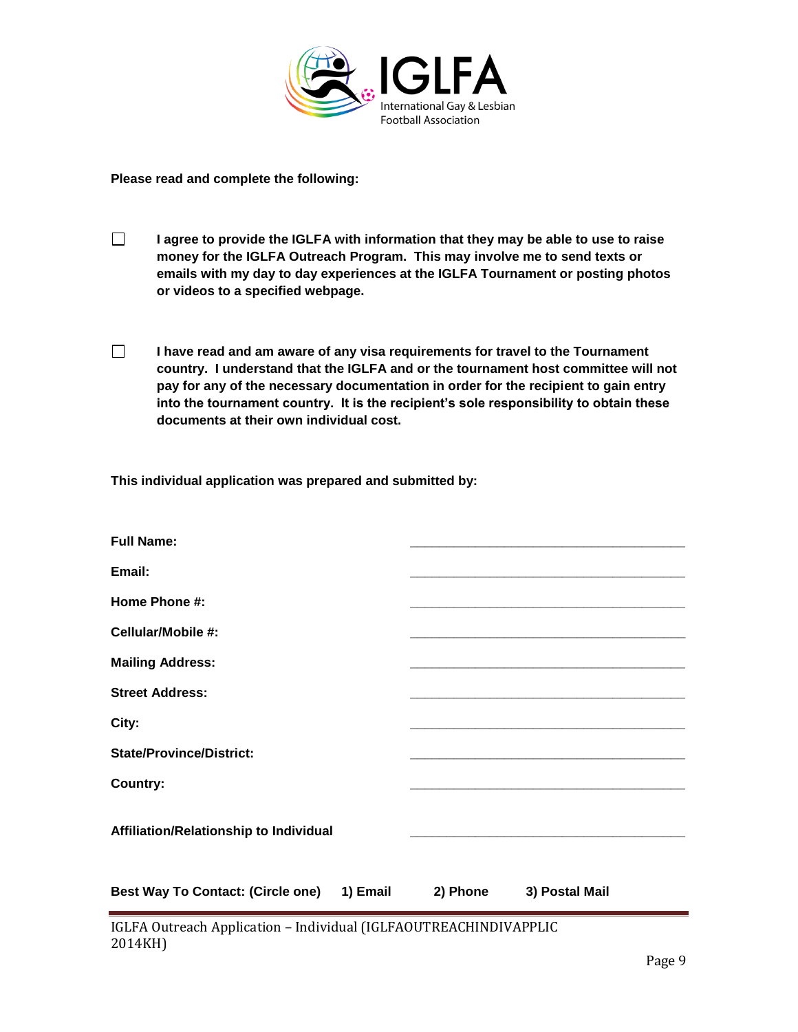**Please read and complete the following:**

☐ **I agree to provide the IGLFA with information that they may be able to use to raise money for the IGLFA Outreach Program. This may involve me to send texts or emails with my day to day experiences at the IGLFA Tournament or posting photos or videos to a specified webpage.**

☐ **I have read and am aware of any visa requirements for travel to the Tournament country. I understand that the IGLFA and or the tournament host committee will not pay for any of the necessary documentation in order for the recipient to gain entry into the tournament country. It is the recipient's sole responsibility to obtain these documents at their own individual cost.**

**This individual application was prepared and submitted by:**

**Full Name:** ______________________________________

**Email:** ______________________________________

**Home Phone #:** ______________________________________

**Cellular/Mobile #:** ______________________________________

**Mailing Address:** ______________________________________

**Street Address:** ______________________________________

**City:** ______________________________________

**State/Province/District:** ______________________________________

**Country:** ______________________________________

**Affiliation/Relationship to Individual** ______________________________________

**Best Way To Contact: (Circle one)** **1) Email** **2) Phone** **3) Postal Mail**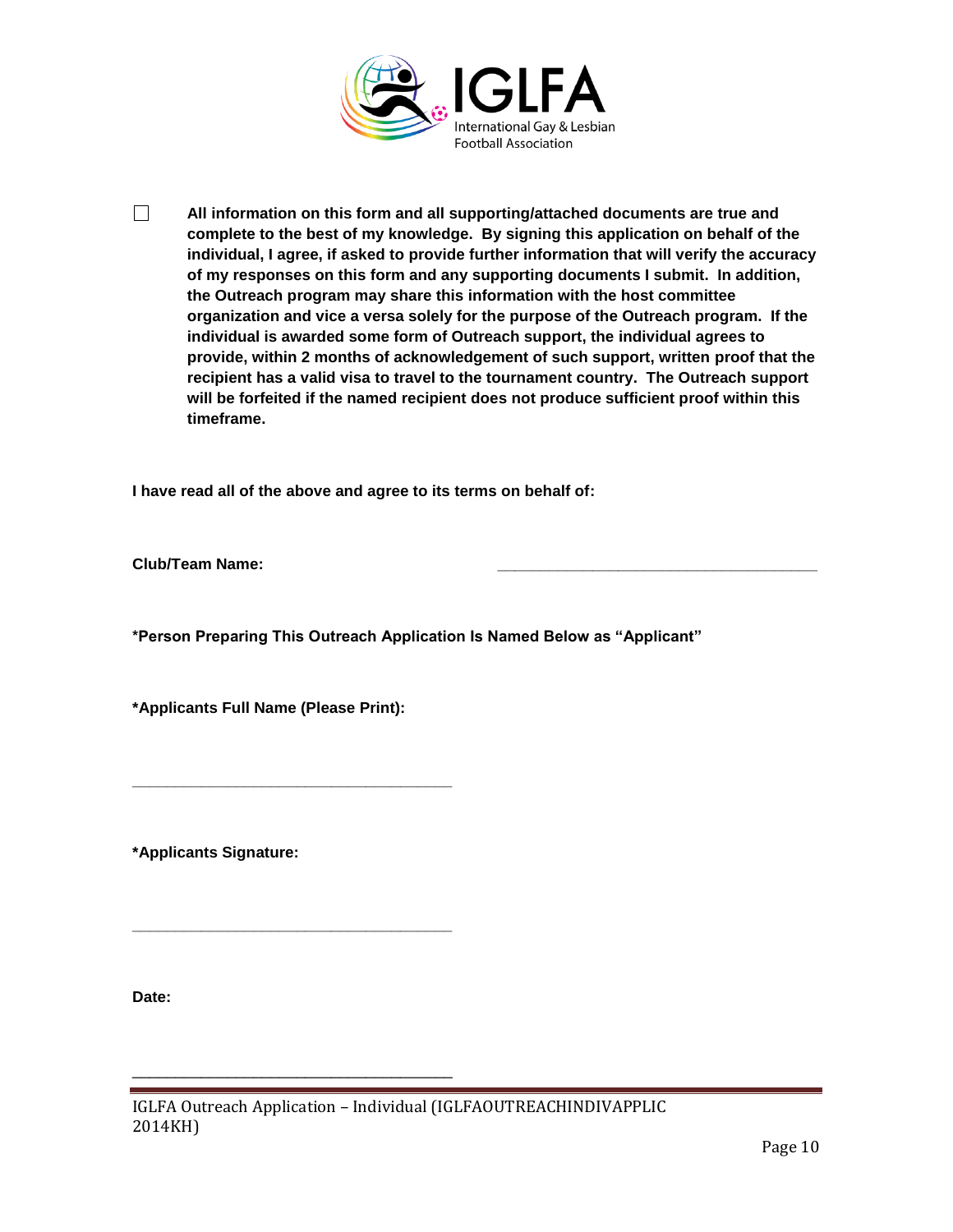☐ **All information on this form and all supporting/attached documents are true and complete to the best of my knowledge. By signing this application on behalf of the individual, I agree, if asked to provide further information that will verify the accuracy of my responses on this form and any supporting documents I submit. In addition, the Outreach program may share this information with the host committee organization and vice a versa solely for the purpose of the Outreach program. If the individual is awarded some form of Outreach support, the individual agrees to provide, within 2 months of acknowledgement of such support, written proof that the recipient has a valid visa to travel to the tournament country. The Outreach support will be forfeited if the named recipient does not produce sufficient proof within this timeframe.**

**I have read all of the above and agree to its terms on behalf of:**

**Club/Team Name:** ______________________________________

**\*Person Preparing This Outreach Application Is Named Below as "Applicant"**

**\*Applicants Full Name (Please Print):**

______________________________________

**\*Applicants Signature:**

______________________________________

**Date:**

______________________________________